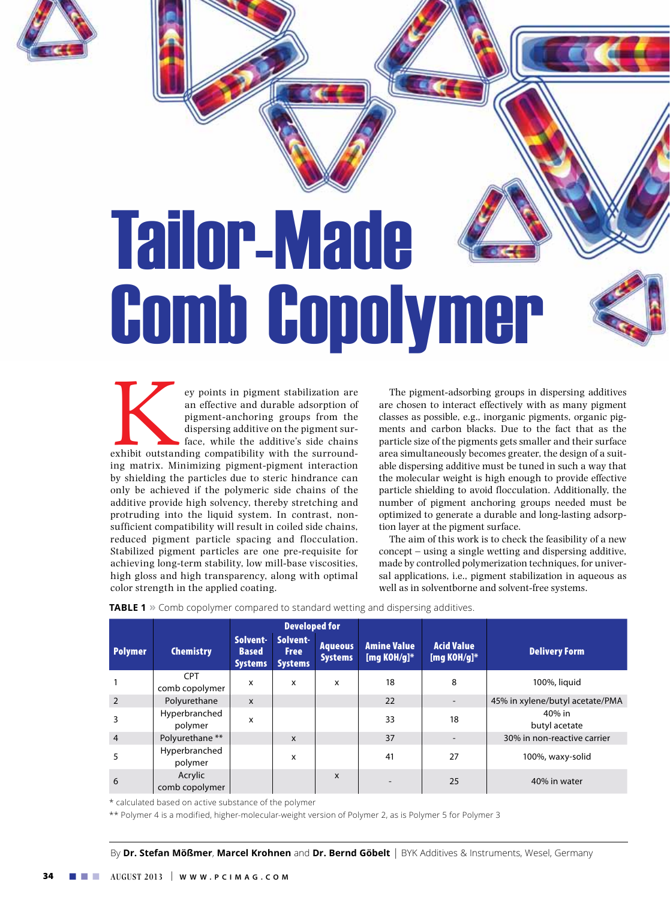# Tailor-Made Comb Copolymer

By **Dr. Stefan Mößmer**, **Marcel Krohnen** and **Dr. Bernd Göbelt** | BYK Additives & Instruments, Wesel, Germany

Key points in pigment stabilization are an effective and durable adsorption of pigment-anchoring groups from the dispersing additive on the pigment surface, while the additive's side chains exhibit outstanding compatibility with the surrounding matrix. Minimizing pigment-pigment interaction by shielding the particles due to steric hindrance can only be achieved if the polymeric side chains of the additive provide high solvency, thereby stretching and protruding into the liquid system. In contrast, non-sufficient compatibility will result in coiled side chains, reduced pigment particle spacing and flocculation. Stabilized pigment particles are one pre-requisite for achieving long-term stability, low mill-base viscosities, high gloss and high transparency, along with optimal color strength in the applied coating.

The pigment-adsorbing groups in dispersing additives are chosen to interact effectively with as many pigment classes as possible, e.g., inorganic pigments, organic pigments and carbon blacks. Due to the fact that as the particle size of the pigments gets smaller and their surface area simultaneously becomes greater, the design of a suitable dispersing additive must be tuned in such a way that the molecular weight is high enough to provide effective particle shielding to avoid flocculation. Additionally, the number of pigment anchoring groups needed must be optimized to generate a durable and long-lasting adsorption layer at the pigment surface.

The aim of this work is to check the feasibility of a new concept – using a single wetting and dispersing additive, made by controlled polymerization techniques, for universal applications, i.e., pigment stabilization in aqueous as well as in solventborne and solvent-free systems.

**TABLE 1** » Comb copolymer compared to standard wetting and dispersing additives.

| Polymer | Chemistry | Developed for | | | Amine Value [mg KOH/g]* | Acid Value [mg KOH/g]* | Delivery Form |
|---|---|---|---|---|---|---|---|
| | | Solvent-Based Systems | Solvent-Free Systems | Aqueous Systems | | | |
| 1 | CPT comb copolymer | x | x | x | 18 | 8 | 100%, liquid |
| 2 | Polyurethane | x | | | 22 | - | 45% in xylene/butyl acetate/PMA |
| 3 | Hyperbranched polymer | x | | | 33 | 18 | 40% in butyl acetate |
| 4 | Polyurethane ** | | x | | 37 | - | 30% in non-reactive carrier |
| 5 | Hyperbranched polymer | | x | | 41 | 27 | 100%, waxy-solid |
| 6 | Acrylic comb copolymer | | | x | - | 25 | 40% in water |

\* calculated based on active substance of the polymer

\*\* Polymer 4 is a modified, higher-molecular-weight version of Polymer 2, as is Polymer 5 for Polymer 3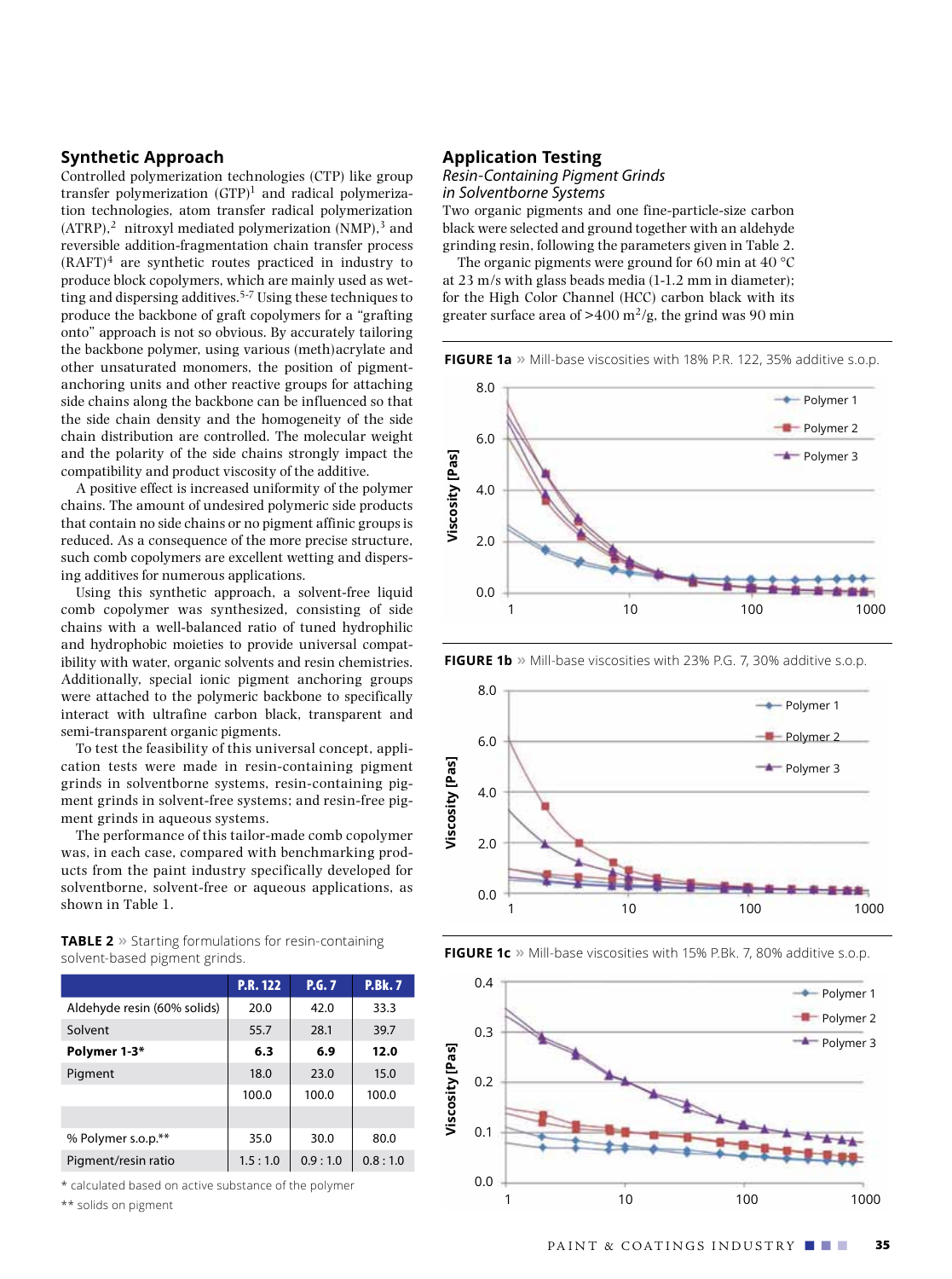## Synthetic Approach

Controlled polymerization technologies (CTP) like group transfer polymerization (GTP)[1] and radical polymerization technologies, atom transfer radical polymerization (ATRP),[2] nitroxyl mediated polymerization (NMP),[3] and reversible addition-fragmentation chain transfer process (RAFT)[4] are synthetic routes practiced in industry to produce block copolymers, which are mainly used as wetting and dispersing additives.[5-7] Using these techniques to produce the backbone of graft copolymers for a "grafting onto" approach is not so obvious. By accurately tailoring the backbone polymer, using various (meth)acrylate and other unsaturated monomers, the position of pigment-anchoring units and other reactive groups for attaching side chains along the backbone can be influenced so that the side chain density and the homogeneity of the side chain distribution are controlled. The molecular weight and the polarity of the side chains strongly impact the compatibility and product viscosity of the additive.

A positive effect is increased uniformity of the polymer chains. The amount of undesired polymeric side products that contain no side chains or no pigment affinic groups is reduced. As a consequence of the more precise structure, such comb copolymers are excellent wetting and dispersing additives for numerous applications.

Using this synthetic approach, a solvent-free liquid comb copolymer was synthesized, consisting of side chains with a well-balanced ratio of tuned hydrophilic and hydrophobic moieties to provide universal compatibility with water, organic solvents and resin chemistries. Additionally, special ionic pigment anchoring groups were attached to the polymeric backbone to specifically interact with ultrafine carbon black, transparent and semi-transparent organic pigments.

To test the feasibility of this universal concept, application tests were made in resin-containing pigment grinds in solventborne systems, resin-containing pigment grinds in solvent-free systems; and resin-free pigment grinds in aqueous systems.

The performance of this tailor-made comb copolymer was, in each case, compared with benchmarking products from the paint industry specifically developed for solventborne, solvent-free or aqueous applications, as shown in Table 1.

**TABLE 2** » Starting formulations for resin-containing solvent-based pigment grinds.

| | P.R. 122 | P.G. 7 | P.Bk. 7 |
|---|---|---|---|
| Aldehyde resin (60% solids) | 20.0 | 42.0 | 33.3 |
| Solvent | 55.7 | 28.1 | 39.7 |
| **Polymer 1-3*** | **6.3** | **6.9** | **12.0** |
| Pigment | 18.0 | 23.0 | 15.0 |
| | 100.0 | 100.0 | 100.0 |
| | | | |
| % Polymer s.o.p.** | 35.0 | 30.0 | 80.0 |
| Pigment/resin ratio | 1.5 : 1.0 | 0.9 : 1.0 | 0.8 : 1.0 |

\* calculated based on active substance of the polymer

\*\* solids on pigment

## Application Testing

### *Resin-Containing Pigment Grinds in Solventborne Systems*

Two organic pigments and one fine-particle-size carbon black were selected and ground together with an aldehyde grinding resin, following the parameters given in Table 2.

The organic pigments were ground for 60 min at 40 °C at 23 m/s with glass beads media (1-1.2 mm in diameter); for the High Color Channel (HCC) carbon black with its greater surface area of >400 $m^2$/g, the grind was 90 min

**FIGURE 1a** » Mill-base viscosities with 18% P.R. 122, 35% additive s.o.p.

**FIGURE 1b** » Mill-base viscosities with 23% P.G. 7, 30% additive s.o.p.

**FIGURE 1c** » Mill-base viscosities with 15% P.Bk. 7, 80% additive s.o.p.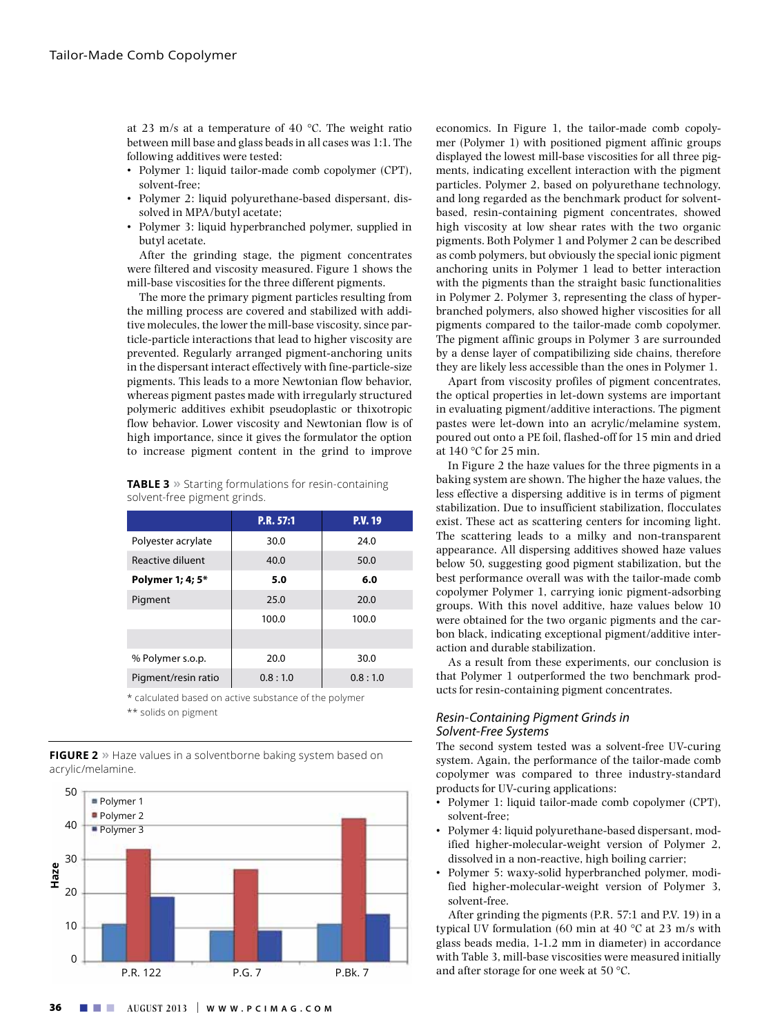at 23 m/s at a temperature of 40 °C. The weight ratio between mill base and glass beads in all cases was 1:1. The following additives were tested:

- Polymer 1: liquid tailor-made comb copolymer (CPT), solvent-free;
- Polymer 2: liquid polyurethane-based dispersant, dissolved in MPA/butyl acetate;
- Polymer 3: liquid hyperbranched polymer, supplied in butyl acetate.

After the grinding stage, the pigment concentrates were filtered and viscosity measured. Figure 1 shows the mill-base viscosities for the three different pigments.

The more the primary pigment particles resulting from the milling process are covered and stabilized with additive molecules, the lower the mill-base viscosity, since particle-particle interactions that lead to higher viscosity are prevented. Regularly arranged pigment-anchoring units in the dispersant interact effectively with fine-particle-size pigments. This leads to a more Newtonian flow behavior, whereas pigment pastes made with irregularly structured polymeric additives exhibit pseudoplastic or thixotropic flow behavior. Lower viscosity and Newtonian flow is of high importance, since it gives the formulator the option to increase pigment content in the grind to improve economics. In Figure 1, the tailor-made comb copolymer (Polymer 1) with positioned pigment affinic groups displayed the lowest mill-base viscosities for all three pigments, indicating excellent interaction with the pigment particles. Polymer 2, based on polyurethane technology, and long regarded as the benchmark product for solvent-based, resin-containing pigment concentrates, showed high viscosity at low shear rates with the two organic pigments. Both Polymer 1 and Polymer 2 can be described as comb polymers, but obviously the special ionic pigment anchoring units in Polymer 1 lead to better interaction with the pigments than the straight basic functionalities in Polymer 2. Polymer 3, representing the class of hyperbranched polymers, also showed higher viscosities for all pigments compared to the tailor-made comb copolymer. The pigment affinic groups in Polymer 3 are surrounded by a dense layer of compatibilizing side chains, therefore they are likely less accessible than the ones in Polymer 1.

Apart from viscosity profiles of pigment concentrates, the optical properties in let-down systems are important in evaluating pigment/additive interactions. The pigment pastes were let-down into an acrylic/melamine system, poured out onto a PE foil, flashed-off for 15 min and dried at 140 °C for 25 min.

In Figure 2 the haze values for the three pigments in a baking system are shown. The higher the haze values, the less effective a dispersing additive is in terms of pigment stabilization. Due to insufficient stabilization, flocculates exist. These act as scattering centers for incoming light. The scattering leads to a milky and non-transparent appearance. All dispersing additives showed haze values below 50, suggesting good pigment stabilization, but the best performance overall was with the tailor-made comb copolymer Polymer 1, carrying ionic pigment-adsorbing groups. With this novel additive, haze values below 10 were obtained for the two organic pigments and the carbon black, indicating exceptional pigment/additive interaction and durable stabilization.

As a result from these experiments, our conclusion is that Polymer 1 outperformed the two benchmark products for resin-containing pigment concentrates.

**TABLE 3** » Starting formulations for resin-containing solvent-free pigment grinds.

| | P.R. 57:1 | P.V. 19 |
|---|---|---|
| Polyester acrylate | 30.0 | 24.0 |
| Reactive diluent | 40.0 | 50.0 |
| **Polymer 1; 4; 5*** | **5.0** | **6.0** |
| Pigment | 25.0 | 20.0 |
| | 100.0 | 100.0 |
| | | |
| % Polymer s.o.p. | 20.0 | 30.0 |
| Pigment/resin ratio | 0.8 : 1.0 | 0.8 : 1.0 |

\* calculated based on active substance of the polymer
\*\* solids on pigment

**FIGURE 2** » Haze values in a solventborne baking system based on acrylic/melamine.

| Haze | P.R. 122 | P.G. 7 | P.Bk. 7 |
|---|---|---|---|
| Polymer 1 | 11 | 9 | 11 |
| Polymer 2 | 33 | 27 | 42 |
| Polymer 3 | 19 | 9 | 14 |

## *Resin-Containing Pigment Grinds in Solvent-Free Systems*

The second system tested was a solvent-free UV-curing system. Again, the performance of the tailor-made comb copolymer was compared to three industry-standard products for UV-curing applications:

- Polymer 1: liquid tailor-made comb copolymer (CPT), solvent-free;
- Polymer 4: liquid polyurethane-based dispersant, modified higher-molecular-weight version of Polymer 2, dissolved in a non-reactive, high boiling carrier;
- Polymer 5: waxy-solid hyperbranched polymer, modified higher-molecular-weight version of Polymer 3, solvent-free.

After grinding the pigments (P.R. 57:1 and P.V. 19) in a typical UV formulation (60 min at 40 °C at 23 m/s with glass beads media, 1-1.2 mm in diameter) in accordance with Table 3, mill-base viscosities were measured initially and after storage for one week at 50 °C.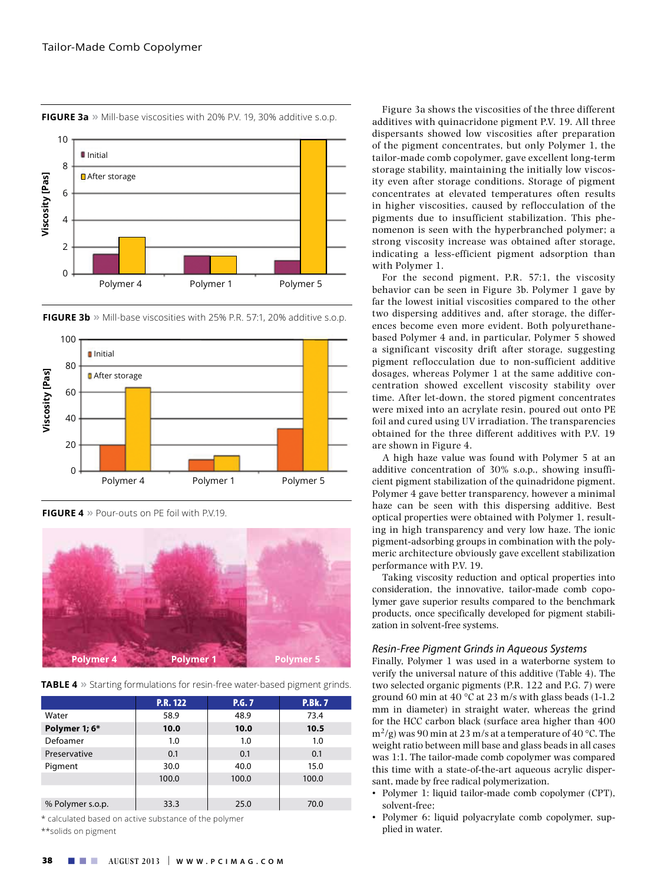**FIGURE 3a** » Mill-base viscosities with 20% P.V. 19, 30% additive s.o.p.

**FIGURE 3b** » Mill-base viscosities with 25% P.R. 57:1, 20% additive s.o.p.

**FIGURE 4** » Pour-outs on PE foil with P.V.19.

**TABLE 4** » Starting formulations for resin-free water-based pigment grinds.

| | P.R. 122 | P.G. 7 | P.Bk. 7 |
|---|---|---|---|
| Water | 58.9 | 48.9 | 73.4 |
| **Polymer 1; 6*** | **10.0** | **10.0** | **10.5** |
| Defoamer | 1.0 | 1.0 | 1.0 |
| Preservative | 0.1 | 0.1 | 0.1 |
| Pigment | 30.0 | 40.0 | 15.0 |
| | 100.0 | 100.0 | 100.0 |
| | | | |
| % Polymer s.o.p. | 33.3 | 25.0 | 70.0 |

\* calculated based on active substance of the polymer

**solids on pigment

Figure 3a shows the viscosities of the three different additives with quinacridone pigment P.V. 19. All three dispersants showed low viscosities after preparation of the pigment concentrates, but only Polymer 1, the tailor-made comb copolymer, gave excellent long-term storage stability, maintaining the initially low viscosity even after storage conditions. Storage of pigment concentrates at elevated temperatures often results in higher viscosities, caused by reflocculation of the pigments due to insufficient stabilization. This phenomenon is seen with the hyperbranched polymer; a strong viscosity increase was obtained after storage, indicating a less-efficient pigment adsorption than with Polymer 1.

For the second pigment, P.R. 57:1, the viscosity behavior can be seen in Figure 3b. Polymer 1 gave by far the lowest initial viscosities compared to the other two dispersing additives and, after storage, the differences become even more evident. Both polyurethane-based Polymer 4 and, in particular, Polymer 5 showed a significant viscosity drift after storage, suggesting pigment reflocculation due to non-sufficient additive dosages, whereas Polymer 1 at the same additive concentration showed excellent viscosity stability over time. After let-down, the stored pigment concentrates were mixed into an acrylate resin, poured out onto PE foil and cured using UV irradiation. The transparencies obtained for the three different additives with P.V. 19 are shown in Figure 4.

A high haze value was found with Polymer 5 at an additive concentration of 30% s.o.p., showing insufficient pigment stabilization of the quinadridone pigment. Polymer 4 gave better transparency, however a minimal haze can be seen with this dispersing additive. Best optical properties were obtained with Polymer 1, resulting in high transparency and very low haze. The ionic pigment-adsorbing groups in combination with the polymeric architecture obviously gave excellent stabilization performance with P.V. 19.

Taking viscosity reduction and optical properties into consideration, the innovative, tailor-made comb copolymer gave superior results compared to the benchmark products, once specifically developed for pigment stabilization in solvent-free systems.

### *Resin-Free Pigment Grinds in Aqueous Systems*

Finally, Polymer 1 was used in a waterborne system to verify the universal nature of this additive (Table 4). The two selected organic pigments (P.R. 122 and P.G. 7) were ground 60 min at 40 °C at 23 m/s with glass beads (1-1.2 mm in diameter) in straight water, whereas the grind for the HCC carbon black (surface area higher than 400 $m^2/g$) was 90 min at 23 m/s at a temperature of 40 °C. The weight ratio between mill base and glass beads in all cases was 1:1. The tailor-made comb copolymer was compared this time with a state-of-the-art aqueous acrylic dispersant, made by free radical polymerization.

- Polymer 1: liquid tailor-made comb copolymer (CPT), solvent-free;
- Polymer 6: liquid polyacrylate comb copolymer, supplied in water.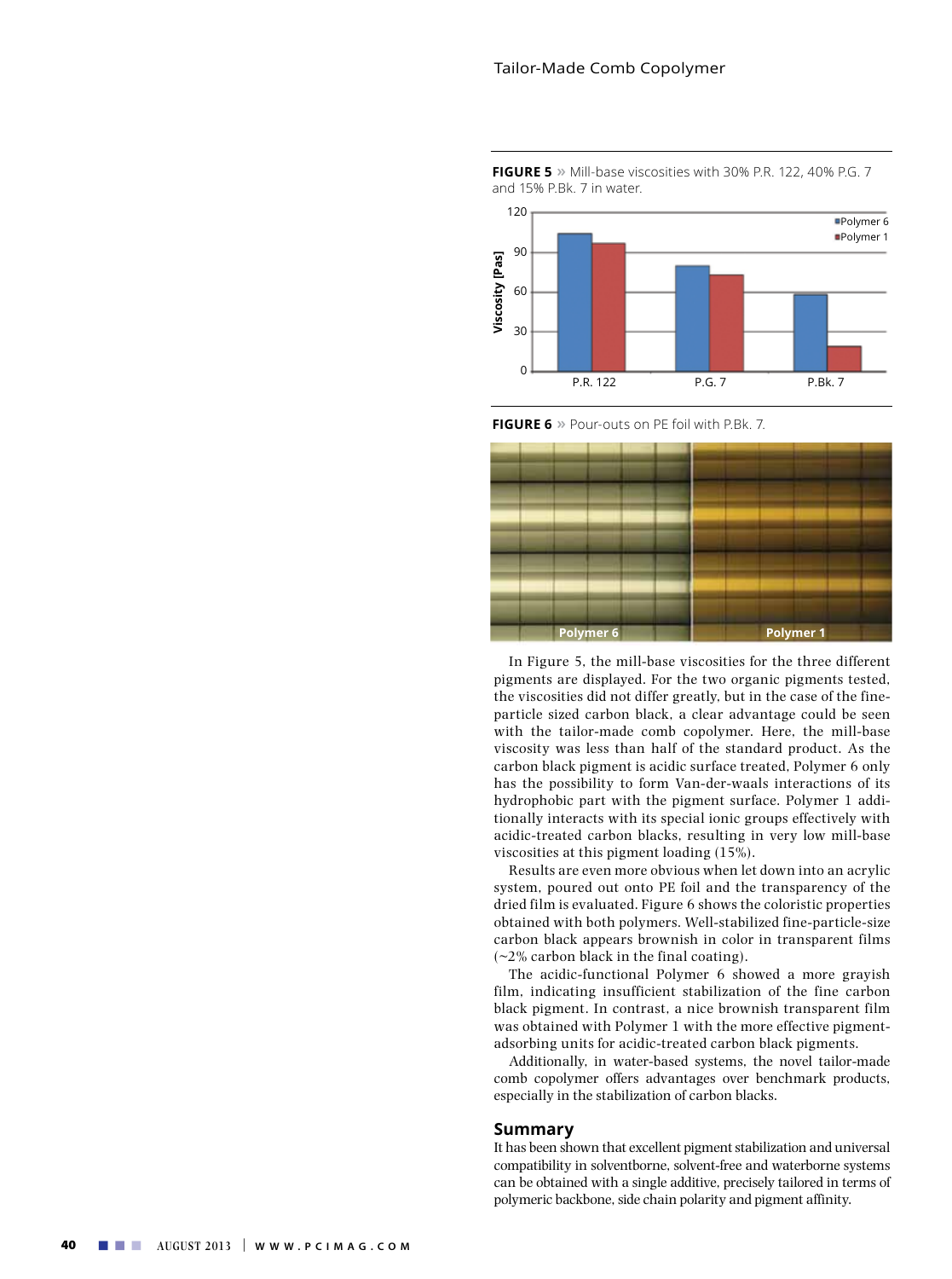**FIGURE 5** » Mill-base viscosities with 30% P.R. 122, 40% P.G. 7 and 15% P.Bk. 7 in water.

**FIGURE 6** » Pour-outs on PE foil with P.Bk. 7.

In Figure 5, the mill-base viscosities for the three different pigments are displayed. For the two organic pigments tested, the viscosities did not differ greatly, but in the case of the fine-particle sized carbon black, a clear advantage could be seen with the tailor-made comb copolymer. Here, the mill-base viscosity was less than half of the standard product. As the carbon black pigment is acidic surface treated, Polymer 6 only has the possibility to form Van-der-waals interactions of its hydrophobic part with the pigment surface. Polymer 1 additionally interacts with its special ionic groups effectively with acidic-treated carbon blacks, resulting in very low mill-base viscosities at this pigment loading (15%).

Results are even more obvious when let down into an acrylic system, poured out onto PE foil and the transparency of the dried film is evaluated. Figure 6 shows the coloristic properties obtained with both polymers. Well-stabilized fine-particle-size carbon black appears brownish in color in transparent films (~2% carbon black in the final coating).

The acidic-functional Polymer 6 showed a more grayish film, indicating insufficient stabilization of the fine carbon black pigment. In contrast, a nice brownish transparent film was obtained with Polymer 1 with the more effective pigment-adsorbing units for acidic-treated carbon black pigments.

Additionally, in water-based systems, the novel tailor-made comb copolymer offers advantages over benchmark products, especially in the stabilization of carbon blacks.

## Summary

It has been shown that excellent pigment stabilization and universal compatibility in solventborne, solvent-free and waterborne systems can be obtained with a single additive, precisely tailored in terms of polymeric backbone, side chain polarity and pigment affinity.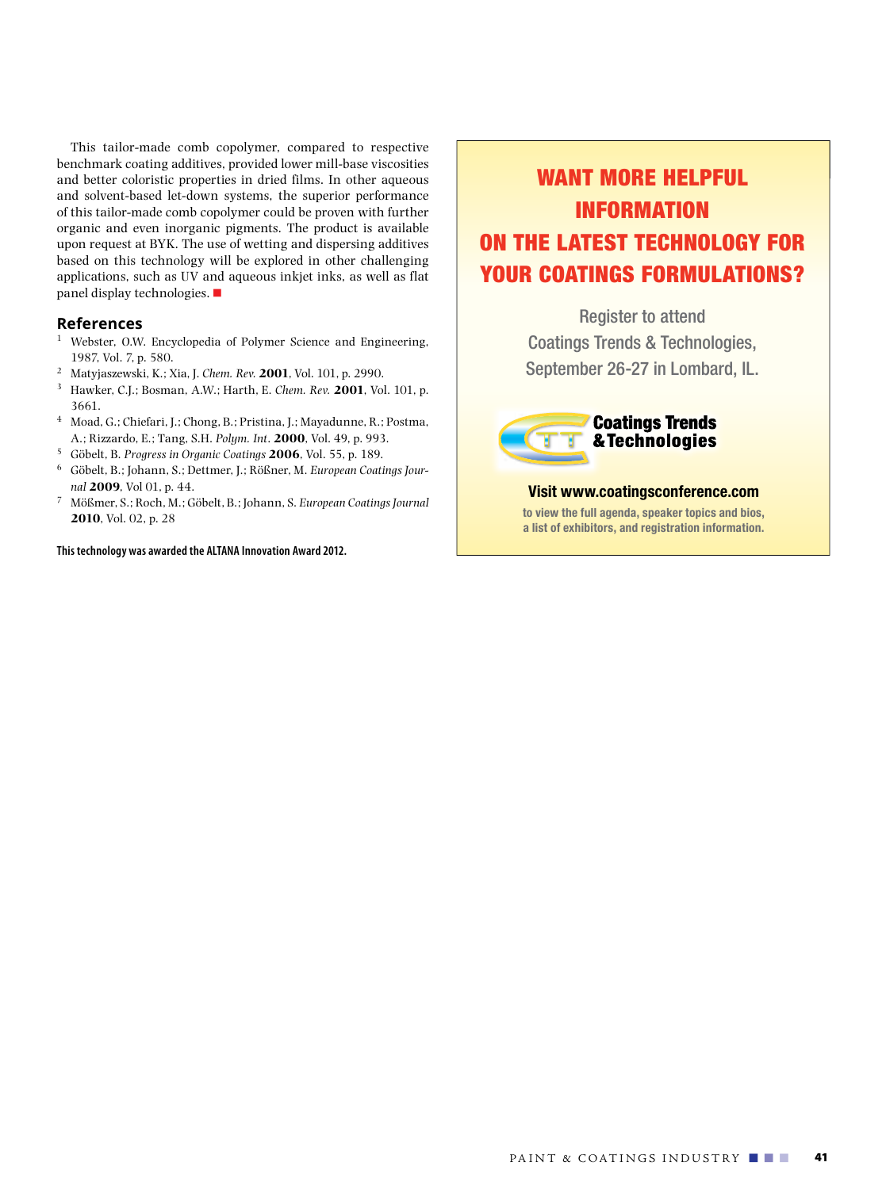This tailor-made comb copolymer, compared to respective benchmark coating additives, provided lower mill-base viscosities and better coloristic properties in dried films. In other aqueous and solvent-based let-down systems, the superior performance of this tailor-made comb copolymer could be proven with further organic and even inorganic pigments. The product is available upon request at BYK. The use of wetting and dispersing additives based on this technology will be explored in other challenging applications, such as UV and aqueous inkjet inks, as well as flat panel display technologies. ■

## References

1. Webster, O.W. Encyclopedia of Polymer Science and Engineering, 1987, Vol. 7, p. 580.
2. Matyjaszewski, K.; Xia, J. *Chem. Rev.* **2001**, Vol. 101, p. 2990.
3. Hawker, C.J.; Bosman, A.W.; Harth, E. *Chem. Rev.* **2001**, Vol. 101, p. 3661.
4. Moad, G.; Chiefari, J.; Chong, B.; Pristina, J.; Mayadunne, R.; Postma, A.; Rizzardo, E.; Tang, S.H. *Polym. Int*. **2000**, Vol. 49, p. 993.
5. Göbelt, B. *Progress in Organic Coatings* **2006**, Vol. 55, p. 189.
6. Göbelt, B.; Johann, S.; Dettmer, J.; Rößner, M. *European Coatings Journal* **2009**, Vol 01, p. 44.
7. Mößmer, S.; Roch, M.; Göbelt, B.; Johann, S. *European Coatings Journal* **2010**, Vol. 02, p. 28

**This technology was awarded the ALTANA Innovation Award 2012.**

**WANT MORE HELPFUL INFORMATION ON THE LATEST TECHNOLOGY FOR YOUR COATINGS FORMULATIONS?**

Register to attend Coatings Trends & Technologies, September 26-27 in Lombard, IL.

**Coatings Trends & Technologies**

**Visit www.coatingsconference.com**

**to view the full agenda, speaker topics and bios, a list of exhibitors, and registration information.**